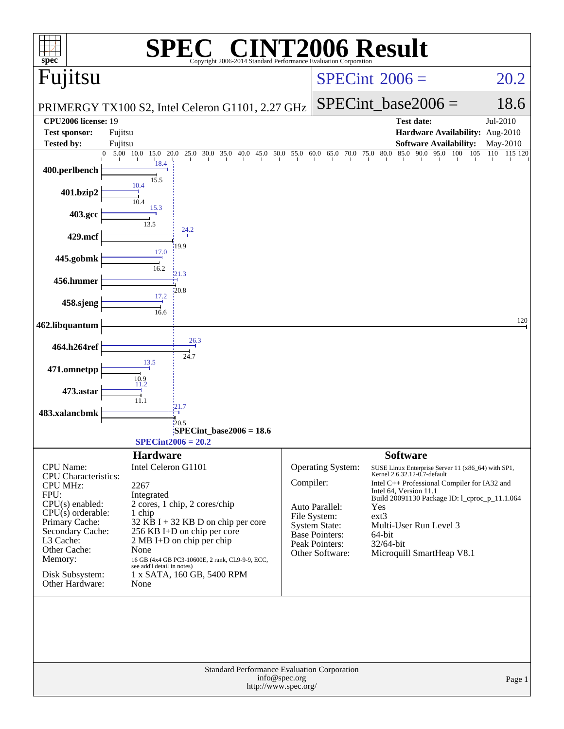# SPEC® CINT2006 Result

Copyright 2006-2014 Standard Performance Evaluation Corporation

## Fujitsu

PRIMERGY TX100 S2, Intel Celeron G1101, 2.27 GHz

SPECint 2006 = 20.2

SPECint_base2006 = 18.6

| | | | |
|---|---|---|---|
| **CPU2006 license:** 19 | | **Test date:** | Jul-2010 |
| **Test sponsor:** | Fujitsu | **Hardware Availability:** | Aug-2010 |
| **Tested by:** | Fujitsu | **Software Availability:** | May-2010 |

| Benchmark | Peak | Base |
|---|---|---|
| 400.perlbench | 18.4 | 15.5 |
| 401.bzip2 | 10.4 | 10.4 |
| 403.gcc | 15.3 | 13.5 |
| 429.mcf | 24.2 | 19.9 |
| 445.gobmk | 17.0 | 16.2 |
| 456.hmmer | 21.3 | 20.8 |
| 458.sjeng | 17.2 | 16.6 |
| 462.libquantum | 120 | 120 |
| 464.h264ref | 26.3 | 24.7 |
| 471.omnetpp | 13.5 | 10.9 |
| 473.astar | 11.2 | 11.1 |
| 483.xalancbmk | 21.7 | 20.5 |

SPECint_base2006 = 18.6

SPECint2006 = 20.2

### Hardware

| | |
|---|---|
| CPU Name: | Intel Celeron G1101 |
| CPU Characteristics: | |
| CPU MHz: | 2267 |
| FPU: | Integrated |
| CPU(s) enabled: | 2 cores, 1 chip, 2 cores/chip |
| CPU(s) orderable: | 1 chip |
| Primary Cache: | 32 KB I + 32 KB D on chip per core |
| Secondary Cache: | 256 KB I+D on chip per core |
| L3 Cache: | 2 MB I+D on chip per chip |
| Other Cache: | None |
| Memory: | 16 GB (4x4 GB PC3-10600E, 2 rank, CL9-9-9, ECC, see add'l detail in notes) |
| Disk Subsystem: | 1 x SATA, 160 GB, 5400 RPM |
| Other Hardware: | None |

### Software

| | |
|---|---|
| Operating System: | SUSE Linux Enterprise Server 11 (x86_64) with SP1, Kernel 2.6.32.12-0.7-default |
| Compiler: | Intel C++ Professional Compiler for IA32 and Intel 64, Version 11.1 Build 20091130 Package ID: l_cproc_p_11.1.064 |
| Auto Parallel: | Yes |
| File System: | ext3 |
| System State: | Multi-User Run Level 3 |
| Base Pointers: | 64-bit |
| Peak Pointers: | 32/64-bit |
| Other Software: | Microquill SmartHeap V8.1 |

Standard Performance Evaluation Corporation
info@spec.org
http://www.spec.org/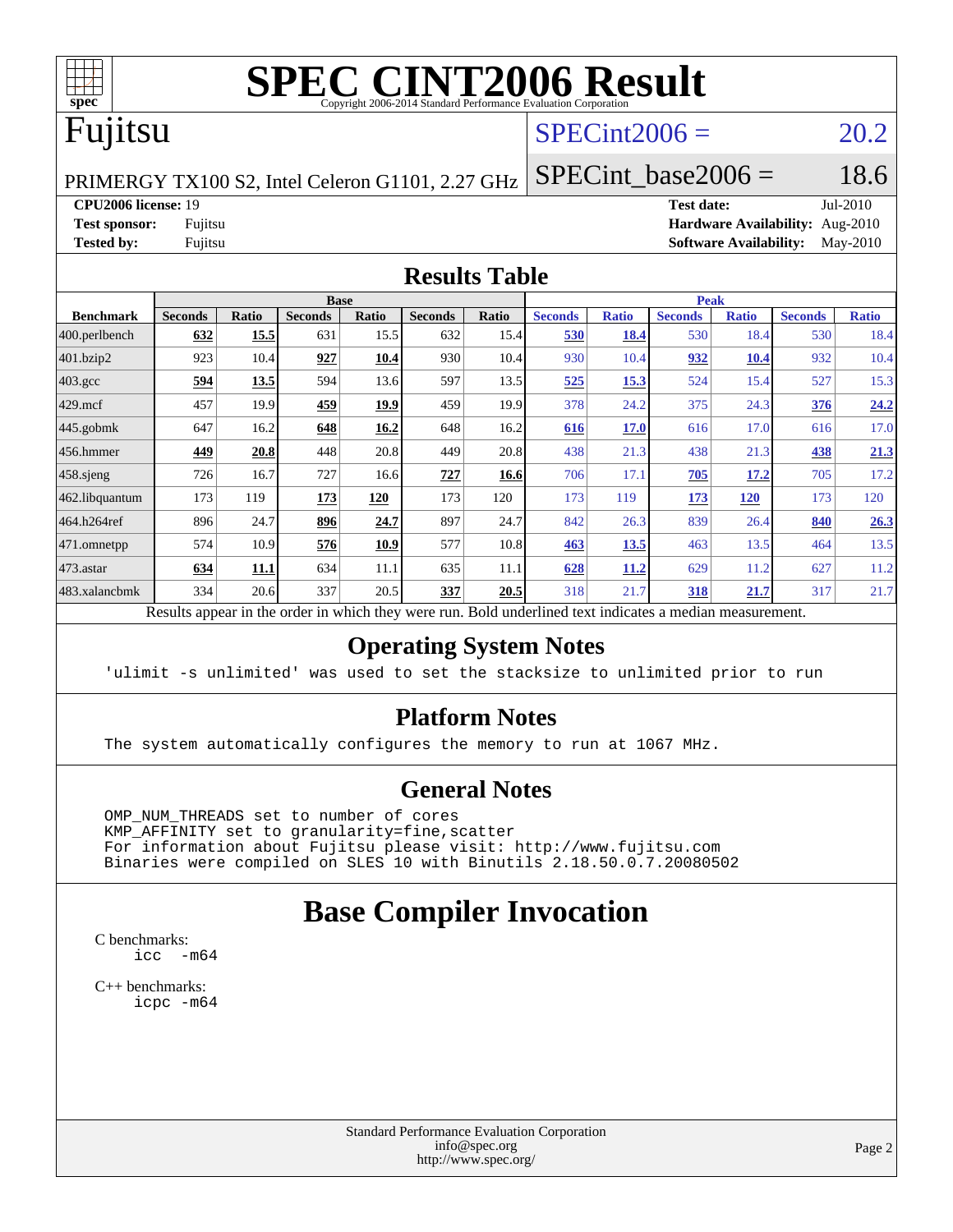# SPEC CINT2006 Result

Copyright 2006-2014 Standard Performance Evaluation Corporation

## Fujitsu

PRIMERGY TX100 S2, Intel Celeron G1101, 2.27 GHz

SPECint2006 = 20.2

SPECint_base2006 = 18.6

**CPU2006 license:** 19
**Test sponsor:** Fujitsu
**Tested by:** Fujitsu

**Test date:** Jul-2010
**Hardware Availability:** Aug-2010
**Software Availability:** May-2010

## Results Table

| Benchmark | Base | | | | | | Peak | | | | | |
|---|---|---|---|---|---|---|---|---|---|---|---|---|
| | Seconds | Ratio | Seconds | Ratio | Seconds | Ratio | Seconds | Ratio | Seconds | Ratio | Seconds | Ratio |
| 400.perlbench | **632** | **15.5** | 631 | 15.5 | 632 | 15.4 | **530** | **18.4** | 530 | 18.4 | 530 | 18.4 |
| 401.bzip2 | 923 | 10.4 | **927** | **10.4** | 930 | 10.4 | 930 | 10.4 | **932** | **10.4** | 932 | 10.4 |
| 403.gcc | **594** | **13.5** | 594 | 13.6 | 597 | 13.5 | **525** | **15.3** | 524 | 15.4 | 527 | 15.3 |
| 429.mcf | 457 | 19.9 | **459** | **19.9** | 459 | 19.9 | 378 | 24.2 | 375 | 24.3 | **376** | **24.2** |
| 445.gobmk | 647 | 16.2 | **648** | **16.2** | 648 | 16.2 | **616** | **17.0** | 616 | 17.0 | 616 | 17.0 |
| 456.hmmer | **449** | **20.8** | 448 | 20.8 | 449 | 20.8 | 438 | 21.3 | 438 | 21.3 | **438** | **21.3** |
| 458.sjeng | 726 | 16.7 | 727 | 16.6 | **727** | **16.6** | 706 | 17.1 | **705** | **17.2** | 705 | 17.2 |
| 462.libquantum | 173 | 119 | **173** | **120** | 173 | 120 | 173 | 119 | **173** | **120** | 173 | 120 |
| 464.h264ref | 896 | 24.7 | **896** | **24.7** | 897 | 24.7 | 842 | 26.3 | 839 | 26.4 | **840** | **26.3** |
| 471.omnetpp | 574 | 10.9 | **576** | **10.9** | 577 | 10.8 | **463** | **13.5** | 463 | 13.5 | 464 | 13.5 |
| 473.astar | **634** | **11.1** | 634 | 11.1 | 635 | 11.1 | **628** | **11.2** | 629 | 11.2 | 627 | 11.2 |
| 483.xalancbmk | 334 | 20.6 | 337 | 20.5 | **337** | **20.5** | 318 | 21.7 | **318** | **21.7** | 317 | 21.7 |

Results appear in the order in which they were run. Bold underlined text indicates a median measurement.

## Operating System Notes

```
'ulimit -s unlimited' was used to set the stacksize to unlimited prior to run
```

## Platform Notes

```
The system automatically configures the memory to run at 1067 MHz.
```

## General Notes

```
OMP_NUM_THREADS set to number of cores
KMP_AFFINITY set to granularity=fine,scatter
For information about Fujitsu please visit: http://www.fujitsu.com
Binaries were compiled on SLES 10 with Binutils 2.18.50.0.7.20080502
```

# Base Compiler Invocation

C benchmarks:
```
icc  -m64
```

C++ benchmarks:
```
icpc -m64
```

Standard Performance Evaluation Corporation
info@spec.org
http://www.spec.org/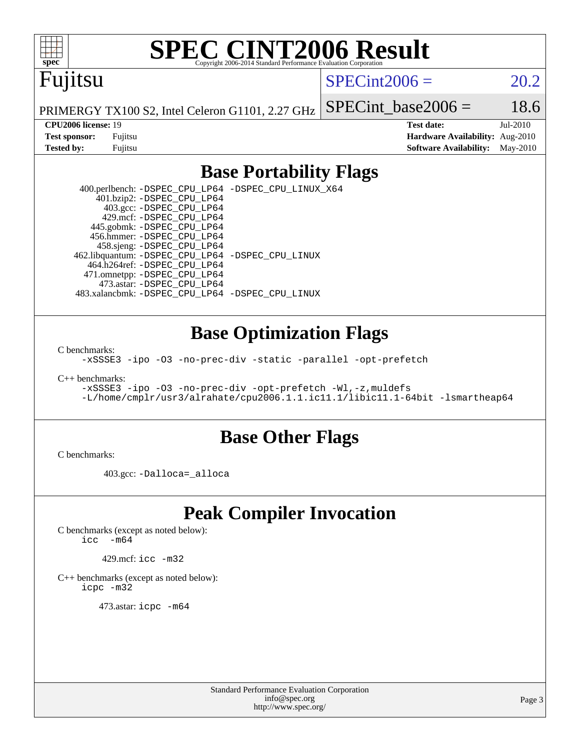# SPEC CINT2006 Result

Copyright 2006-2014 Standard Performance Evaluation Corporation

## Fujitsu

PRIMERGY TX100 S2, Intel Celeron G1101, 2.27 GHz

SPECint2006 = 20.2

SPECint_base2006 = 18.6

| | | | |
|---|---|---|---|
| **CPU2006 license:** 19 | | **Test date:** | Jul-2010 |
| **Test sponsor:** | Fujitsu | **Hardware Availability:** | Aug-2010 |
| **Tested by:** | Fujitsu | **Software Availability:** | May-2010 |

## Base Portability Flags

400.perlbench: `-DSPEC_CPU_LP64 -DSPEC_CPU_LINUX_X64`
401.bzip2: `-DSPEC_CPU_LP64`
403.gcc: `-DSPEC_CPU_LP64`
429.mcf: `-DSPEC_CPU_LP64`
445.gobmk: `-DSPEC_CPU_LP64`
456.hmmer: `-DSPEC_CPU_LP64`
458.sjeng: `-DSPEC_CPU_LP64`
462.libquantum: `-DSPEC_CPU_LP64 -DSPEC_CPU_LINUX`
464.h264ref: `-DSPEC_CPU_LP64`
471.omnetpp: `-DSPEC_CPU_LP64`
473.astar: `-DSPEC_CPU_LP64`
483.xalancbmk: `-DSPEC_CPU_LP64 -DSPEC_CPU_LINUX`

## Base Optimization Flags

C benchmarks:

```
-xSSSE3 -ipo -O3 -no-prec-div -static -parallel -opt-prefetch
```

C++ benchmarks:

```
-xSSSE3 -ipo -O3 -no-prec-div -opt-prefetch -Wl,-z,muldefs
-L/home/cmplr/usr3/alrahate/cpu2006.1.1.ic11.1/libic11.1-64bit -lsmartheap64
```

## Base Other Flags

C benchmarks:

403.gcc: `-Dalloca=_alloca`

## Peak Compiler Invocation

C benchmarks (except as noted below):

```
icc  -m64
```

429.mcf: `icc -m32`

C++ benchmarks (except as noted below):

```
icpc -m32
```

473.astar: `icpc -m64`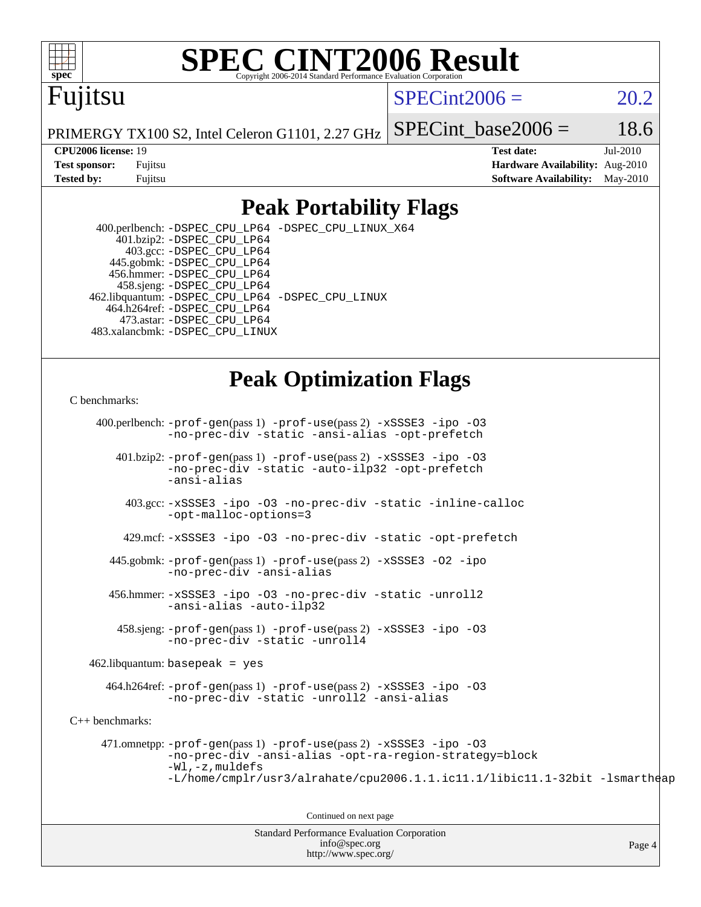# SPEC CINT2006 Result

Copyright 2006-2014 Standard Performance Evaluation Corporation

## Fujitsu

PRIMERGY TX100 S2, Intel Celeron G1101, 2.27 GHz

SPECint2006 = 20.2

SPECint_base2006 = 18.6

**CPU2006 license:** 19
**Test sponsor:** Fujitsu
**Tested by:** Fujitsu

**Test date:** Jul-2010
**Hardware Availability:** Aug-2010
**Software Availability:** May-2010

## Peak Portability Flags

400.perlbench: -DSPEC_CPU_LP64 -DSPEC_CPU_LINUX_X64
401.bzip2: -DSPEC_CPU_LP64
403.gcc: -DSPEC_CPU_LP64
445.gobmk: -DSPEC_CPU_LP64
456.hmmer: -DSPEC_CPU_LP64
458.sjeng: -DSPEC_CPU_LP64
462.libquantum: -DSPEC_CPU_LP64 -DSPEC_CPU_LINUX
464.h264ref: -DSPEC_CPU_LP64
473.astar: -DSPEC_CPU_LP64
483.xalancbmk: -DSPEC_CPU_LINUX

## Peak Optimization Flags

C benchmarks:

400.perlbench: -prof-gen(pass 1) -prof-use(pass 2) -xSSSE3 -ipo -O3 -no-prec-div -static -ansi-alias -opt-prefetch

401.bzip2: -prof-gen(pass 1) -prof-use(pass 2) -xSSSE3 -ipo -O3 -no-prec-div -static -auto-ilp32 -opt-prefetch -ansi-alias

403.gcc: -xSSSE3 -ipo -O3 -no-prec-div -static -inline-calloc -opt-malloc-options=3

429.mcf: -xSSSE3 -ipo -O3 -no-prec-div -static -opt-prefetch

445.gobmk: -prof-gen(pass 1) -prof-use(pass 2) -xSSSE3 -O2 -ipo -no-prec-div -ansi-alias

456.hmmer: -xSSSE3 -ipo -O3 -no-prec-div -static -unroll2 -ansi-alias -auto-ilp32

458.sjeng: -prof-gen(pass 1) -prof-use(pass 2) -xSSSE3 -ipo -O3 -no-prec-div -static -unroll4

462.libquantum: basepeak = yes

464.h264ref: -prof-gen(pass 1) -prof-use(pass 2) -xSSSE3 -ipo -O3 -no-prec-div -static -unroll2 -ansi-alias

C++ benchmarks:

471.omnetpp: -prof-gen(pass 1) -prof-use(pass 2) -xSSSE3 -ipo -O3 -no-prec-div -ansi-alias -opt-ra-region-strategy=block -Wl,-z,muldefs -L/home/cmplr/usr3/alrahate/cpu2006.1.1.ic11.1/libic11.1-32bit -lsmartheap

Continued on next page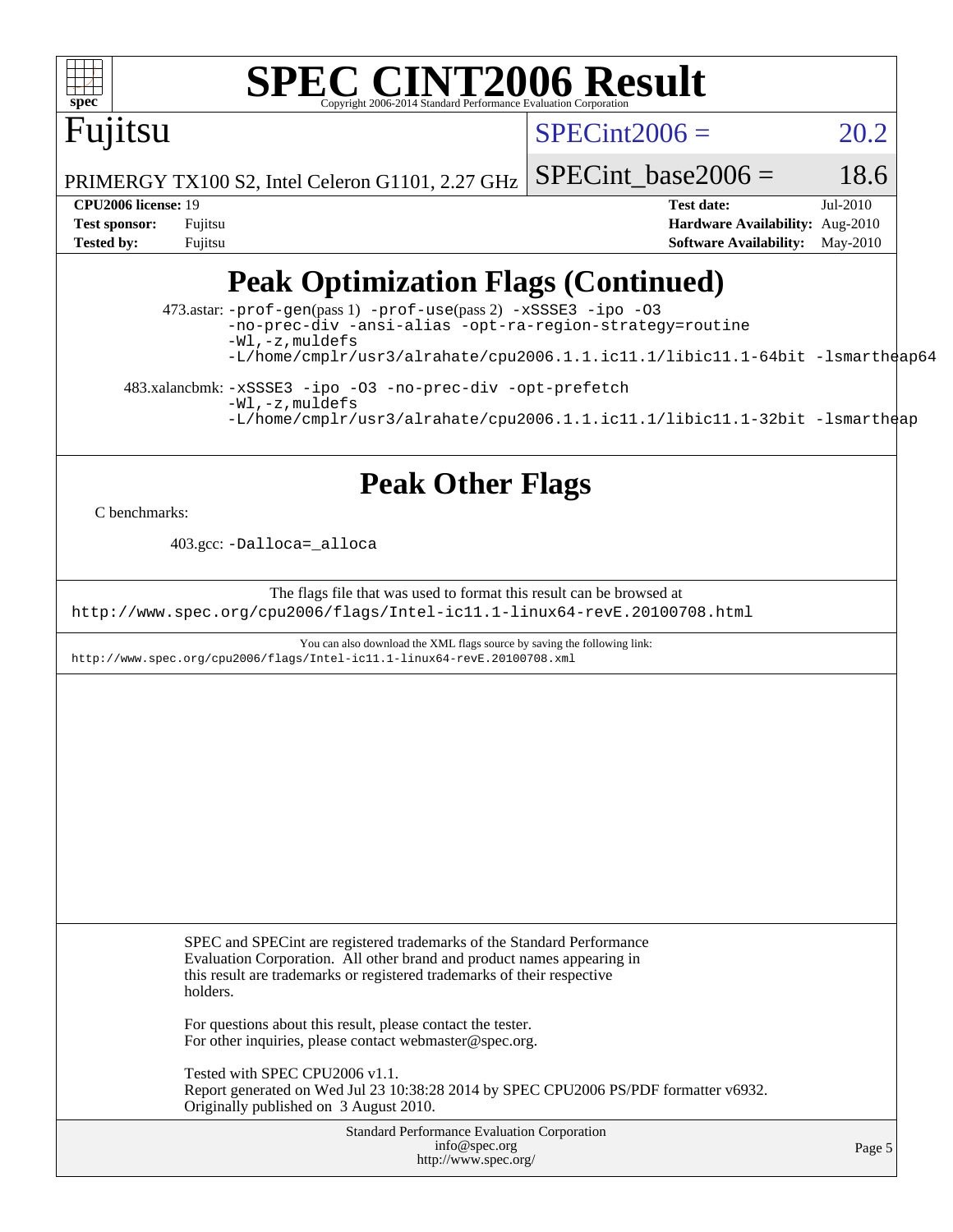# SPEC CINT2006 Result

Copyright 2006-2014 Standard Performance Evaluation Corporation

**Fujitsu**

PRIMERGY TX100 S2, Intel Celeron G1101, 2.27 GHz

SPECint2006 = 20.2

SPECint_base2006 = 18.6

| | | | |
|---|---|---|---|
| **CPU2006 license:** 19 | | **Test date:** | Jul-2010 |
| **Test sponsor:** | Fujitsu | **Hardware Availability:** | Aug-2010 |
| **Tested by:** | Fujitsu | **Software Availability:** | May-2010 |

## Peak Optimization Flags (Continued)

473.astar: `-prof-gen`(pass 1) `-prof-use`(pass 2) `-xSSSE3 -ipo -O3 -no-prec-div -ansi-alias -opt-ra-region-strategy=routine -Wl,-z,muldefs -L/home/cmplr/usr3/alrahate/cpu2006.1.1.ic11.1/libic11.1-64bit -lsmartheap64`

483.xalancbmk: `-xSSSE3 -ipo -O3 -no-prec-div -opt-prefetch -Wl,-z,muldefs -L/home/cmplr/usr3/alrahate/cpu2006.1.1.ic11.1/libic11.1-32bit -lsmartheap`

## Peak Other Flags

C benchmarks:

403.gcc: `-Dalloca=_alloca`

The flags file that was used to format this result can be browsed at
http://www.spec.org/cpu2006/flags/Intel-ic11.1-linux64-revE.20100708.html

You can also download the XML flags source by saving the following link:
http://www.spec.org/cpu2006/flags/Intel-ic11.1-linux64-revE.20100708.xml

SPEC and SPECint are registered trademarks of the Standard Performance Evaluation Corporation. All other brand and product names appearing in this result are trademarks or registered trademarks of their respective holders.

For questions about this result, please contact the tester.
For other inquiries, please contact webmaster@spec.org.

Tested with SPEC CPU2006 v1.1.
Report generated on Wed Jul 23 10:38:28 2014 by SPEC CPU2006 PS/PDF formatter v6932.
Originally published on 3 August 2010.

Standard Performance Evaluation Corporation
info@spec.org
http://www.spec.org/